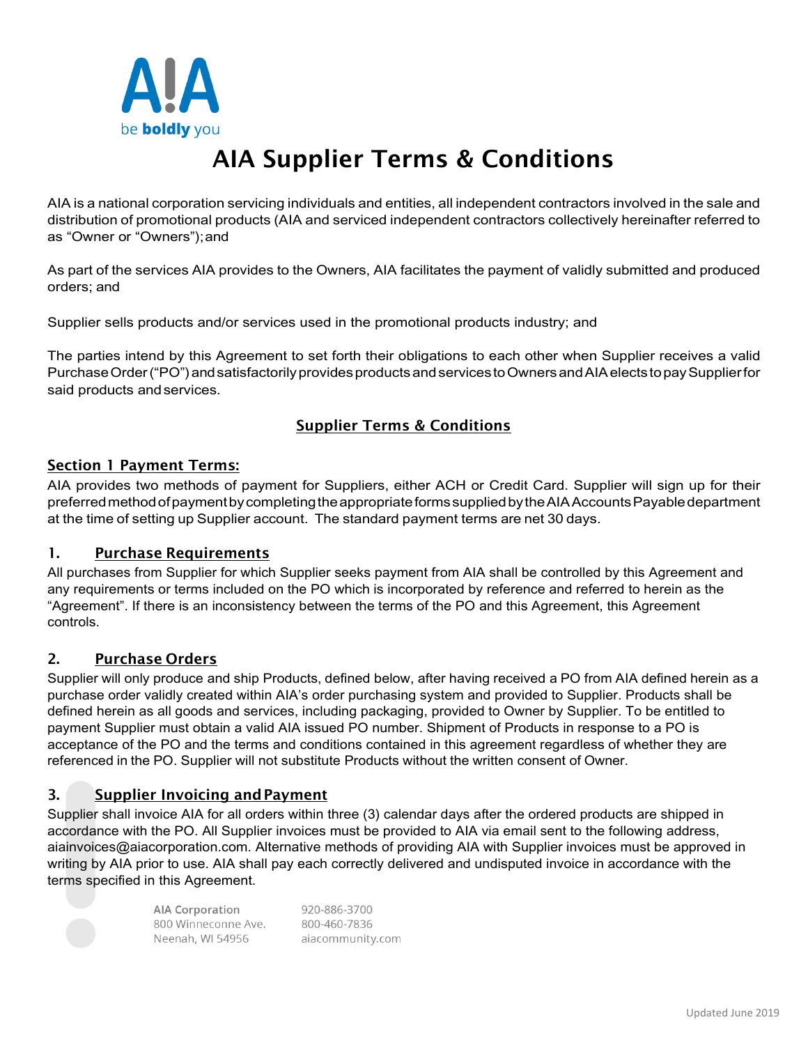# AIA Supplier Terms & Conditions

AIA is a national corporation servicing individuals and entities, all independent contractors involved in the sale and distribution of promotional products (AIA and serviced independent contractors collectively hereinafter referred to as "Owner or "Owners"); and

As part of the services AIA provides to the Owners, AIA facilitates the payment of validly submitted and produced orders; and

Supplier sells products and/or services used in the promotional products industry; and

The parties intend by this Agreement to set forth their obligations to each other when Supplier receives a valid Purchase Order ("PO") and satisfactorily provides products and services to Owners and AIA elects to pay Supplier for said products and services.

## Supplier Terms & Conditions

### Section 1 Payment Terms:

AIA provides two methods of payment for Suppliers, either ACH or Credit Card. Supplier will sign up for their preferred method of payment by completing the appropriate forms supplied by the AIA Accounts Payable department at the time of setting up Supplier account. The standard payment terms are net 30 days.

### 1. Purchase Requirements

All purchases from Supplier for which Supplier seeks payment from AIA shall be controlled by this Agreement and any requirements or terms included on the PO which is incorporated by reference and referred to herein as the "Agreement". If there is an inconsistency between the terms of the PO and this Agreement, this Agreement controls.

### 2. Purchase Orders

Supplier will only produce and ship Products, defined below, after having received a PO from AIA defined herein as a purchase order validly created within AIA's order purchasing system and provided to Supplier. Products shall be defined herein as all goods and services, including packaging, provided to Owner by Supplier. To be entitled to payment Supplier must obtain a valid AIA issued PO number. Shipment of Products in response to a PO is acceptance of the PO and the terms and conditions contained in this agreement regardless of whether they are referenced in the PO. Supplier will not substitute Products without the written consent of Owner.

### 3. Supplier Invoicing and Payment

Supplier shall invoice AIA for all orders within three (3) calendar days after the ordered products are shipped in accordance with the PO. All Supplier invoices must be provided to AIA via email sent to the following address, aiainvoices@aiacorporation.com. Alternative methods of providing AIA with Supplier invoices must be approved in writing by AIA prior to use. AIA shall pay each correctly delivered and undisputed invoice in accordance with the terms specified in this Agreement.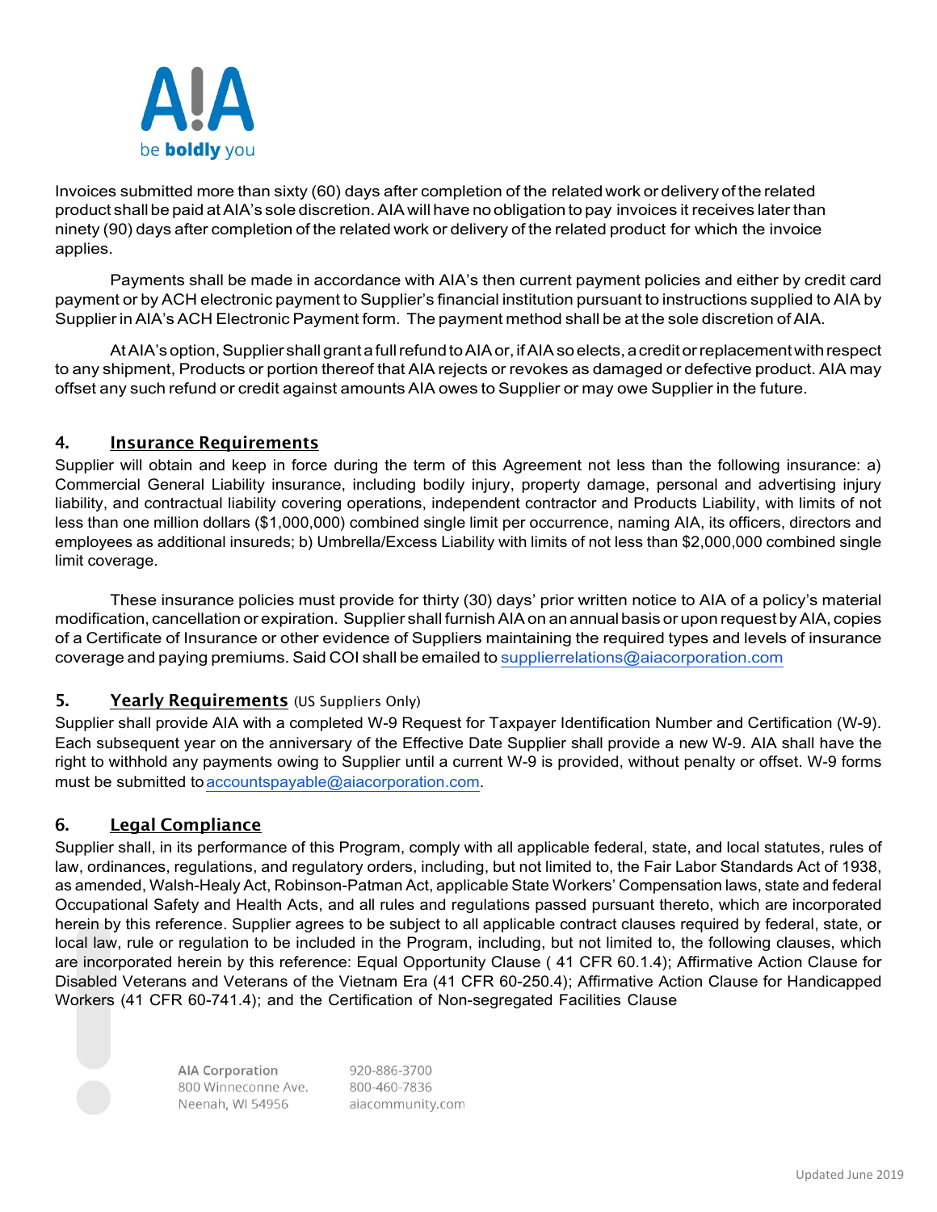Invoices submitted more than sixty (60) days after completion of the related work or delivery of the related product shall be paid at AIA's sole discretion. AIA will have no obligation to pay invoices it receives later than ninety (90) days after completion of the related work or delivery of the related product for which the invoice applies.

Payments shall be made in accordance with AIA's then current payment policies and either by credit card payment or by ACH electronic payment to Supplier's financial institution pursuant to instructions supplied to AIA by Supplier in AIA's ACH Electronic Payment form. The payment method shall be at the sole discretion of AIA.

At AIA's option, Supplier shall grant a full refund to AIA or, if AIA so elects, a credit or replacement with respect to any shipment, Products or portion thereof that AIA rejects or revokes as damaged or defective product. AIA may offset any such refund or credit against amounts AIA owes to Supplier or may owe Supplier in the future.

## 4. Insurance Requirements

Supplier will obtain and keep in force during the term of this Agreement not less than the following insurance: a) Commercial General Liability insurance, including bodily injury, property damage, personal and advertising injury liability, and contractual liability covering operations, independent contractor and Products Liability, with limits of not less than one million dollars ($1,000,000) combined single limit per occurrence, naming AIA, its officers, directors and employees as additional insureds; b) Umbrella/Excess Liability with limits of not less than $2,000,000 combined single limit coverage.

These insurance policies must provide for thirty (30) days' prior written notice to AIA of a policy's material modification, cancellation or expiration. Supplier shall furnish AIA on an annual basis or upon request by AIA, copies of a Certificate of Insurance or other evidence of Suppliers maintaining the required types and levels of insurance coverage and paying premiums. Said COI shall be emailed to supplierrelations@aiacorporation.com

## 5. Yearly Requirements (US Suppliers Only)

Supplier shall provide AIA with a completed W-9 Request for Taxpayer Identification Number and Certification (W-9). Each subsequent year on the anniversary of the Effective Date Supplier shall provide a new W-9. AIA shall have the right to withhold any payments owing to Supplier until a current W-9 is provided, without penalty or offset. W-9 forms must be submitted to accountspayable@aiacorporation.com.

## 6. Legal Compliance

Supplier shall, in its performance of this Program, comply with all applicable federal, state, and local statutes, rules of law, ordinances, regulations, and regulatory orders, including, but not limited to, the Fair Labor Standards Act of 1938, as amended, Walsh-Healy Act, Robinson-Patman Act, applicable State Workers' Compensation laws, state and federal Occupational Safety and Health Acts, and all rules and regulations passed pursuant thereto, which are incorporated herein by this reference. Supplier agrees to be subject to all applicable contract clauses required by federal, state, or local law, rule or regulation to be included in the Program, including, but not limited to, the following clauses, which are incorporated herein by this reference: Equal Opportunity Clause ( 41 CFR 60.1.4); Affirmative Action Clause for Disabled Veterans and Veterans of the Vietnam Era (41 CFR 60-250.4); Affirmative Action Clause for Handicapped Workers (41 CFR 60-741.4); and the Certification of Non-segregated Facilities Clause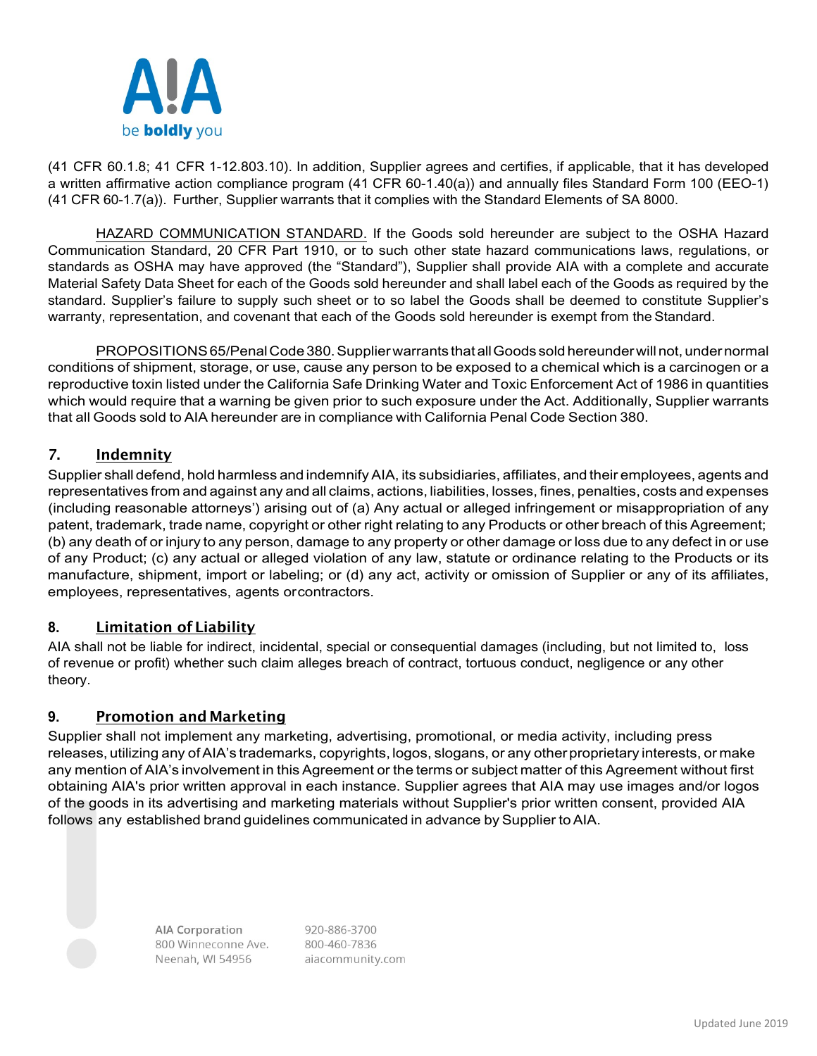(41 CFR 60.1.8; 41 CFR 1-12.803.10). In addition, Supplier agrees and certifies, if applicable, that it has developed a written affirmative action compliance program (41 CFR 60-1.40(a)) and annually files Standard Form 100 (EEO-1) (41 CFR 60-1.7(a)). Further, Supplier warrants that it complies with the Standard Elements of SA 8000.

HAZARD COMMUNICATION STANDARD. If the Goods sold hereunder are subject to the OSHA Hazard Communication Standard, 20 CFR Part 1910, or to such other state hazard communications laws, regulations, or standards as OSHA may have approved (the "Standard"), Supplier shall provide AIA with a complete and accurate Material Safety Data Sheet for each of the Goods sold hereunder and shall label each of the Goods as required by the standard. Supplier's failure to supply such sheet or to so label the Goods shall be deemed to constitute Supplier's warranty, representation, and covenant that each of the Goods sold hereunder is exempt from the Standard.

PROPOSITIONS 65/Penal Code 380. Supplier warrants that all Goods sold hereunder will not, under normal conditions of shipment, storage, or use, cause any person to be exposed to a chemical which is a carcinogen or a reproductive toxin listed under the California Safe Drinking Water and Toxic Enforcement Act of 1986 in quantities which would require that a warning be given prior to such exposure under the Act. Additionally, Supplier warrants that all Goods sold to AIA hereunder are in compliance with California Penal Code Section 380.

## 7. Indemnity

Supplier shall defend, hold harmless and indemnify AIA, its subsidiaries, affiliates, and their employees, agents and representatives from and against any and all claims, actions, liabilities, losses, fines, penalties, costs and expenses (including reasonable attorneys') arising out of (a) Any actual or alleged infringement or misappropriation of any patent, trademark, trade name, copyright or other right relating to any Products or other breach of this Agreement; (b) any death of or injury to any person, damage to any property or other damage or loss due to any defect in or use of any Product; (c) any actual or alleged violation of any law, statute or ordinance relating to the Products or its manufacture, shipment, import or labeling; or (d) any act, activity or omission of Supplier or any of its affiliates, employees, representatives, agents or contractors.

## 8. Limitation of Liability

AIA shall not be liable for indirect, incidental, special or consequential damages (including, but not limited to, loss of revenue or profit) whether such claim alleges breach of contract, tortuous conduct, negligence or any other theory.

## 9. Promotion and Marketing

Supplier shall not implement any marketing, advertising, promotional, or media activity, including press releases, utilizing any of AIA's trademarks, copyrights, logos, slogans, or any other proprietary interests, or make any mention of AIA's involvement in this Agreement or the terms or subject matter of this Agreement without first obtaining AIA's prior written approval in each instance. Supplier agrees that AIA may use images and/or logos of the goods in its advertising and marketing materials without Supplier's prior written consent, provided AIA follows any established brand guidelines communicated in advance by Supplier to AIA.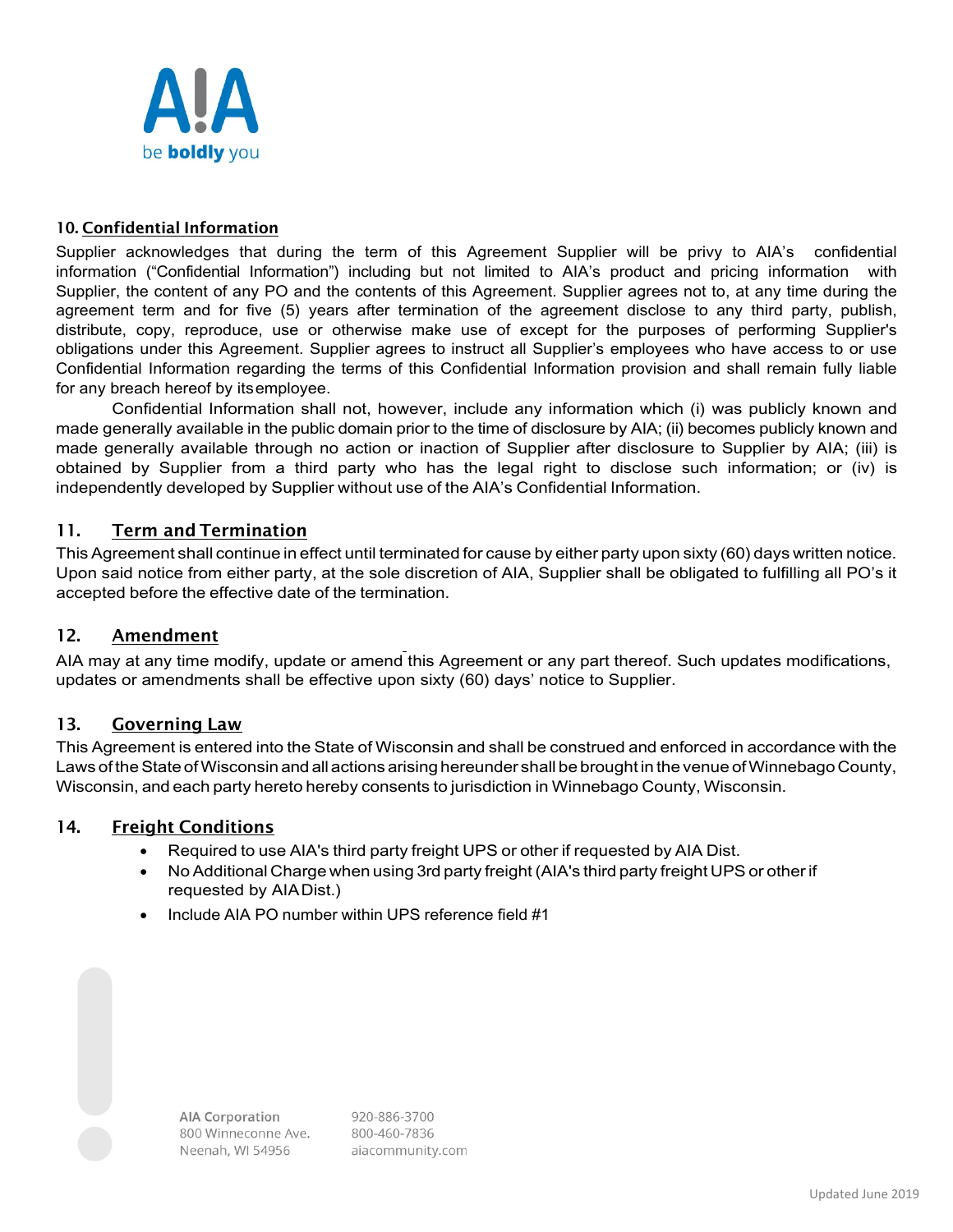## 10. Confidential Information

Supplier acknowledges that during the term of this Agreement Supplier will be privy to AIA's confidential information ("Confidential Information") including but not limited to AIA's product and pricing information with Supplier, the content of any PO and the contents of this Agreement. Supplier agrees not to, at any time during the agreement term and for five (5) years after termination of the agreement disclose to any third party, publish, distribute, copy, reproduce, use or otherwise make use of except for the purposes of performing Supplier's obligations under this Agreement. Supplier agrees to instruct all Supplier's employees who have access to or use Confidential Information regarding the terms of this Confidential Information provision and shall remain fully liable for any breach hereof by its employee.

Confidential Information shall not, however, include any information which (i) was publicly known and made generally available in the public domain prior to the time of disclosure by AIA; (ii) becomes publicly known and made generally available through no action or inaction of Supplier after disclosure to Supplier by AIA; (iii) is obtained by Supplier from a third party who has the legal right to disclose such information; or (iv) is independently developed by Supplier without use of the AIA's Confidential Information.

## 11. Term and Termination

This Agreement shall continue in effect until terminated for cause by either party upon sixty (60) days written notice. Upon said notice from either party, at the sole discretion of AIA, Supplier shall be obligated to fulfilling all PO's it accepted before the effective date of the termination.

## 12. Amendment

AIA may at any time modify, update or amend this Agreement or any part thereof. Such updates modifications, updates or amendments shall be effective upon sixty (60) days' notice to Supplier.

## 13. Governing Law

This Agreement is entered into the State of Wisconsin and shall be construed and enforced in accordance with the Laws of the State of Wisconsin and all actions arising hereunder shall be brought in the venue of Winnebago County, Wisconsin, and each party hereto hereby consents to jurisdiction in Winnebago County, Wisconsin.

## 14. Freight Conditions

- Required to use AIA's third party freight UPS or other if requested by AIA Dist.
- No Additional Charge when using 3rd party freight (AIA's third party freight UPS or other if requested by AIA Dist.)
- Include AIA PO number within UPS reference field #1